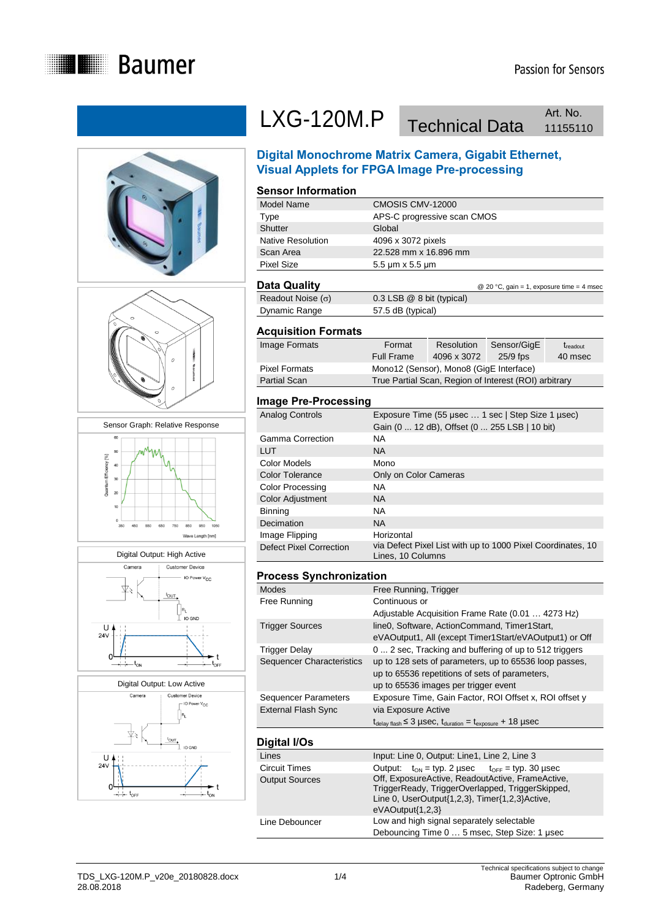# LXG-120M.P Technical Data

Art. No. 11155110

## Digital Monochrome Matrix Camera, Gigabit Ethernet, Visual Applets for FPGA Image Pre-processing

### Sensor Information

| | |
|---|---|
| Model Name | CMOSIS CMV-12000 |
| Type | APS-C progressive scan CMOS |
| Shutter | Global |
| Native Resolution | 4096 x 3072 pixels |
| Scan Area | 22.528 mm x 16.896 mm |
| Pixel Size | 5.5 µm x 5.5 µm |

### Data Quality

@ 20 °C, gain = 1, exposure time = 4 msec

| | |
|---|---|
| Readout Noise (σ) | 0.3 LSB @ 8 bit (typical) |
| Dynamic Range | 57.5 dB (typical) |

### Acquisition Formats

| | Format | Resolution | Sensor/GigE | $t_{readout}$ |
|---|---|---|---|---|
| Image Formats | Full Frame | 4096 x 3072 | 25/9 fps | 40 msec |
| Pixel Formats | Mono12 (Sensor), Mono8 (GigE Interface) | | | |
| Partial Scan | True Partial Scan, Region of Interest (ROI) arbitrary | | | |

### Image Pre-Processing

| | |
|---|---|
| Analog Controls | Exposure Time (55 µsec … 1 sec \| Step Size 1 µsec)<br>Gain (0 ... 12 dB), Offset (0 ... 255 LSB \| 10 bit) |
| Gamma Correction | NA |
| LUT | NA |
| Color Models | Mono |
| Color Tolerance | Only on Color Cameras |
| Color Processing | NA |
| Color Adjustment | NA |
| Binning | NA |
| Decimation | NA |
| Image Flipping | Horizontal |
| Defect Pixel Correction | via Defect Pixel List with up to 1000 Pixel Coordinates, 10 Lines, 10 Columns |

### Process Synchronization

| | |
|---|---|
| Modes | Free Running, Trigger |
| Free Running | Continuous or<br>Adjustable Acquisition Frame Rate (0.01 … 4273 Hz) |
| Trigger Sources | line0, Software, ActionCommand, Timer1Start, eVAOutput1, All (except Timer1Start/eVAOutput1) or Off |
| Trigger Delay | 0 ... 2 sec, Tracking and buffering of up to 512 triggers |
| Sequencer Characteristics | up to 128 sets of parameters, up to 65536 loop passes,<br>up to 65536 repetitions of sets of parameters,<br>up to 65536 images per trigger event |
| Sequencer Parameters | Exposure Time, Gain Factor, ROI Offset x, ROI offset y |
| External Flash Sync | via Exposure Active<br>$t_{delay\ flash} \leq 3$ µsec, $t_{duration} = t_{exposure} + 18$ µsec |

### Digital I/Os

| | |
|---|---|
| Lines | Input: Line 0, Output: Line1, Line 2, Line 3 |
| Circuit Times | Output: $t_{ON}$ = typ. 2 µsec $t_{OFF}$ = typ. 30 µsec |
| Output Sources | Off, ExposureActive, ReadoutActive, FrameActive, TriggerReady, TriggerOverlapped, TriggerSkipped, Line 0, UserOutput{1,2,3}, Timer{1,2,3}Active, eVAOutput{1,2,3} |
| Line Debouncer | Low and high signal separately selectable<br>Debouncing Time 0 … 5 msec, Step Size: 1 µsec |

Sensor Graph: Relative Response

Digital Output: High Active

Digital Output: Low Active

TDS_LXG-120M.P_v20e_20180828.docx
28.08.2018

Technical specifications subject to change
Baumer Optronic GmbH
Radeberg, Germany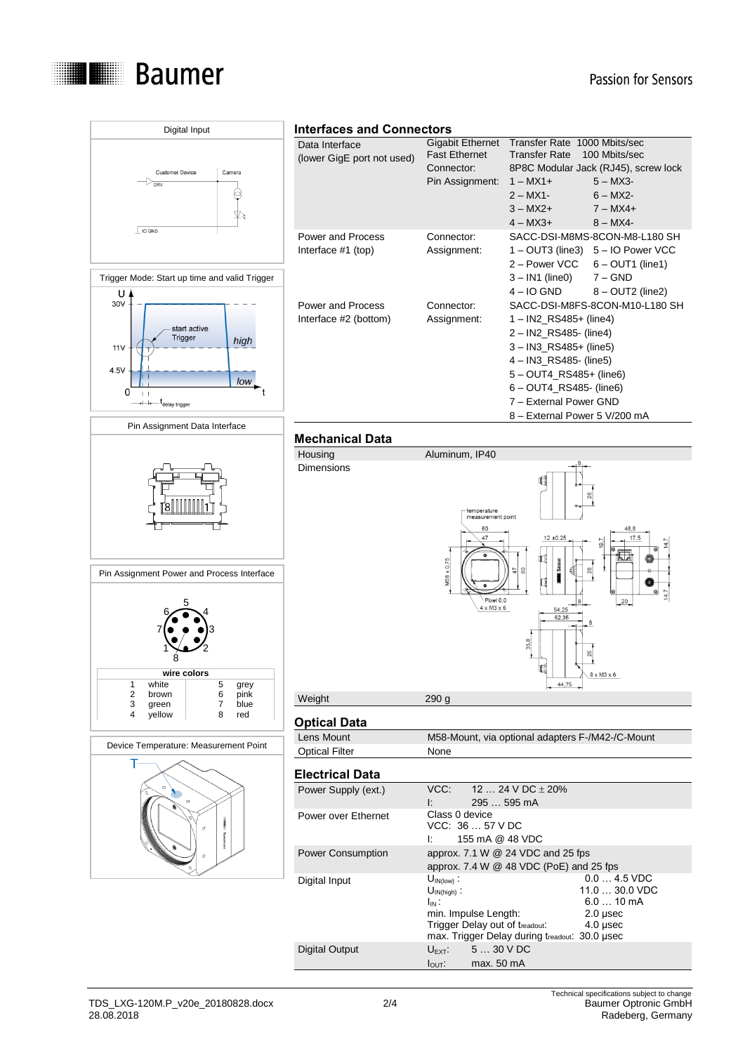Digital Input

Customer Device | Camera

DRV

IO GND

Trigger Mode: Start up time and valid Trigger

U 30V, 11V, 4.5V, 0 — start active Trigger — high — low — t — $t_{delay\ trigger}$

Pin Assignment Data Interface

Pin Assignment Power and Process Interface

| wire colors | | | |
|---|---|---|---|
| 1 | white | 5 | grey |
| 2 | brown | 6 | pink |
| 3 | green | 7 | blue |
| 4 | yellow | 8 | red |

Device Temperature: Measurement Point

## Interfaces and Connectors

| | | |
|---|---|---|
| Data Interface (lower GigE port not used) | Gigabit Ethernet | Transfer Rate 1000 Mbits/sec |
| | Fast Ethernet | Transfer Rate 100 Mbits/sec |
| | Connector: | 8P8C Modular Jack (RJ45), screw lock |
| | Pin Assignment: | 1 – MX1+ 5 – MX3- |
| | | 2 – MX1- 6 – MX2- |
| | | 3 – MX2+ 7 – MX4+ |
| | | 4 – MX3+ 8 – MX4- |
| Power and Process Interface #1 (top) | Connector: | SACC-DSI-M8MS-8CON-M8-L180 SH |
| | Assignment: | 1 – OUT3 (line3) 5 – IO Power VCC |
| | | 2 – Power VCC 6 – OUT1 (line1) |
| | | 3 – IN1 (line0) 7 – GND |
| | | 4 – IO GND 8 – OUT2 (line2) |
| Power and Process Interface #2 (bottom) | Connector: | SACC-DSI-M8FS-8CON-M10-L180 SH |
| | Assignment: | 1 – IN2_RS485+ (line4) |
| | | 2 – IN2_RS485- (line4) |
| | | 3 – IN3_RS485+ (line5) |
| | | 4 – IN3_RS485- (line5) |
| | | 5 – OUT4_RS485+ (line6) |
| | | 6 – OUT4_RS485- (line6) |
| | | 7 – External Power GND |
| | | 8 – External Power 5 V/200 mA |

## Mechanical Data

| | |
|---|---|
| Housing | Aluminum, IP40 |
| Dimensions | |
| Weight | 290 g |

## Optical Data

| | |
|---|---|
| Lens Mount | M58-Mount, via optional adapters F-/M42-/C-Mount |
| Optical Filter | None |

## Electrical Data

| | |
|---|---|
| Power Supply (ext.) | VCC: 12 … 24 V DC ± 20% <br> I: 295 … 595 mA |
| Power over Ethernet | Class 0 device <br> VCC: 36 … 57 V DC <br> I: 155 mA @ 48 VDC |
| Power Consumption | approx. 7.1 W @ 24 VDC and 25 fps <br> approx. 7.4 W @ 48 VDC (PoE) and 25 fps |
| Digital Input | $U_{IN(low)}$: 0.0 … 4.5 VDC <br> $U_{IN(high)}$: 11.0 … 30.0 VDC <br> $I_{IN}$: 6.0 … 10 mA <br> min. Impulse Length: 2.0 µsec <br> Trigger Delay out of $t_{readout}$: 4.0 µsec <br> max. Trigger Delay during $t_{readout}$: 30.0 µsec |
| Digital Output | $U_{EXT}$: 5 … 30 V DC <br> $I_{OUT}$: max. 50 mA |

TDS_LXG-120M.P_v20e_20180828.docx
28.08.2018

Technical specifications subject to change
Baumer Optronic GmbH
Radeberg, Germany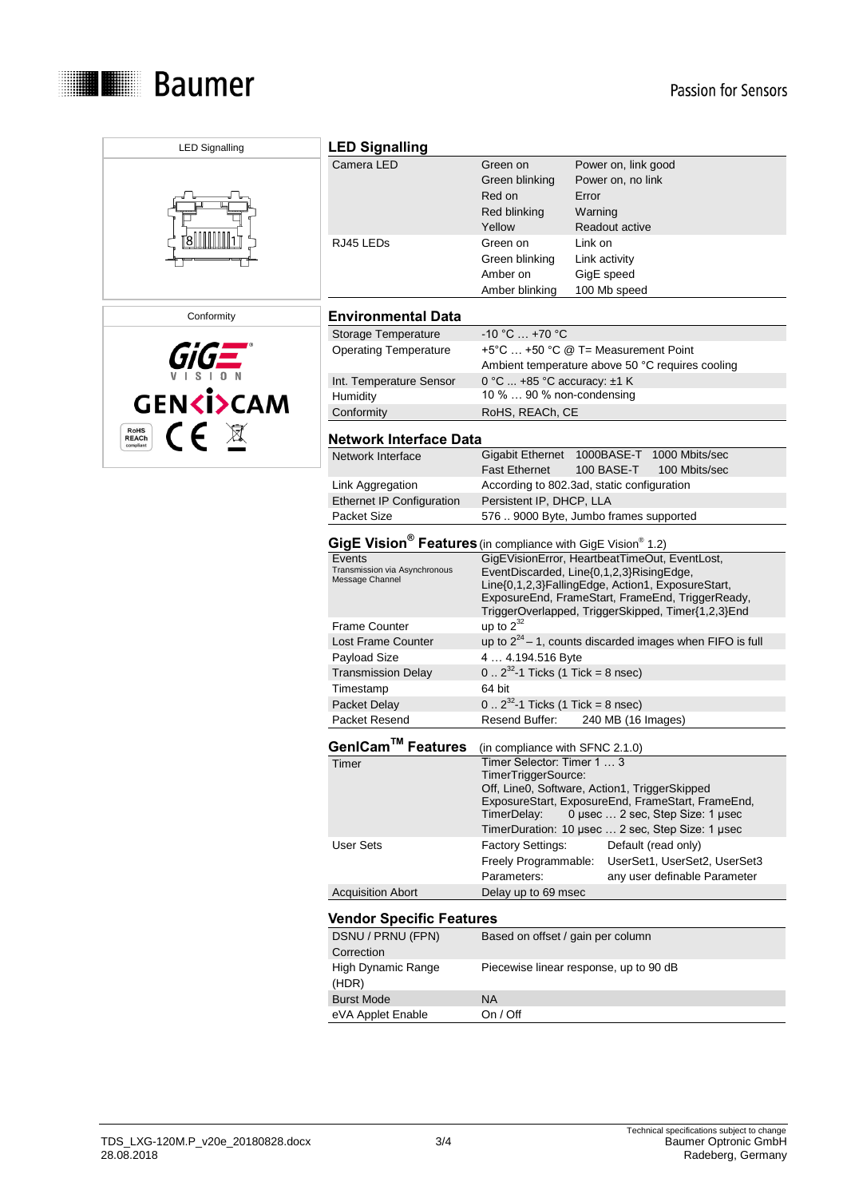## LED Signalling

| | | |
|---|---|---|
| Camera LED | Green on | Power on, link good |
| | Green blinking | Power on, no link |
| | Red on | Error |
| | Red blinking | Warning |
| | Yellow | Readout active |
| RJ45 LEDs | Green on | Link on |
| | Green blinking | Link activity |
| | Amber on | GigE speed |
| | Amber blinking | 100 Mb speed |

## Environmental Data

| | |
|---|---|
| Storage Temperature | -10 °C … +70 °C |
| Operating Temperature | +5°C … +50 °C @ T= Measurement Point<br>Ambient temperature above 50 °C requires cooling |
| Int. Temperature Sensor | 0 °C ... +85 °C accuracy: ±1 K |
| Humidity | 10 % … 90 % non-condensing |
| Conformity | RoHS, REACh, CE |

## Network Interface Data

| | |
|---|---|
| Network Interface | Gigabit Ethernet 1000BASE-T 1000 Mbits/sec<br>Fast Ethernet 100 BASE-T 100 Mbits/sec |
| Link Aggregation | According to 802.3ad, static configuration |
| Ethernet IP Configuration | Persistent IP, DHCP, LLA |
| Packet Size | 576 .. 9000 Byte, Jumbo frames supported |

## GigE Vision® Features (in compliance with GigE Vision® 1.2)

| | |
|---|---|
| Events<br>Transmission via Asynchronous Message Channel | GigEVisionError, HeartbeatTimeOut, EventLost, EventDiscarded, Line{0,1,2,3}RisingEdge, Line{0,1,2,3}FallingEdge, Action1, ExposureStart, ExposureEnd, FrameStart, FrameEnd, TriggerReady, TriggerOverlapped, TriggerSkipped, Timer{1,2,3}End |
| Frame Counter | up to $2^{32}$ |
| Lost Frame Counter | up to $2^{24} - 1$, counts discarded images when FIFO is full |
| Payload Size | 4 … 4.194.516 Byte |
| Transmission Delay | 0 .. $2^{32}$-1 Ticks (1 Tick = 8 nsec) |
| Timestamp | 64 bit |
| Packet Delay | 0 .. $2^{32}$-1 Ticks (1 Tick = 8 nsec) |
| Packet Resend | Resend Buffer: 240 MB (16 Images) |

## GenICam™ Features (in compliance with SFNC 2.1.0)

| | |
|---|---|
| Timer | Timer Selector: Timer 1 … 3<br>TimerTriggerSource:<br>Off, Line0, Software, Action1, TriggerSkipped ExposureStart, ExposureEnd, FrameStart, FrameEnd,<br>TimerDelay: 0 µsec … 2 sec, Step Size: 1 µsec<br>TimerDuration: 10 µsec … 2 sec, Step Size: 1 µsec |
| User Sets | Factory Settings: Default (read only)<br>Freely Programmable: UserSet1, UserSet2, UserSet3<br>Parameters: any user definable Parameter |
| Acquisition Abort | Delay up to 69 msec |

## Vendor Specific Features

| | |
|---|---|
| DSNU / PRNU (FPN) Correction | Based on offset / gain per column |
| High Dynamic Range (HDR) | Piecewise linear response, up to 90 dB |
| Burst Mode | NA |
| eVA Applet Enable | On / Off |

TDS_LXG-120M.P_v20e_20180828.docx
28.08.2018

Technical specifications subject to change
Baumer Optronic GmbH
Radeberg, Germany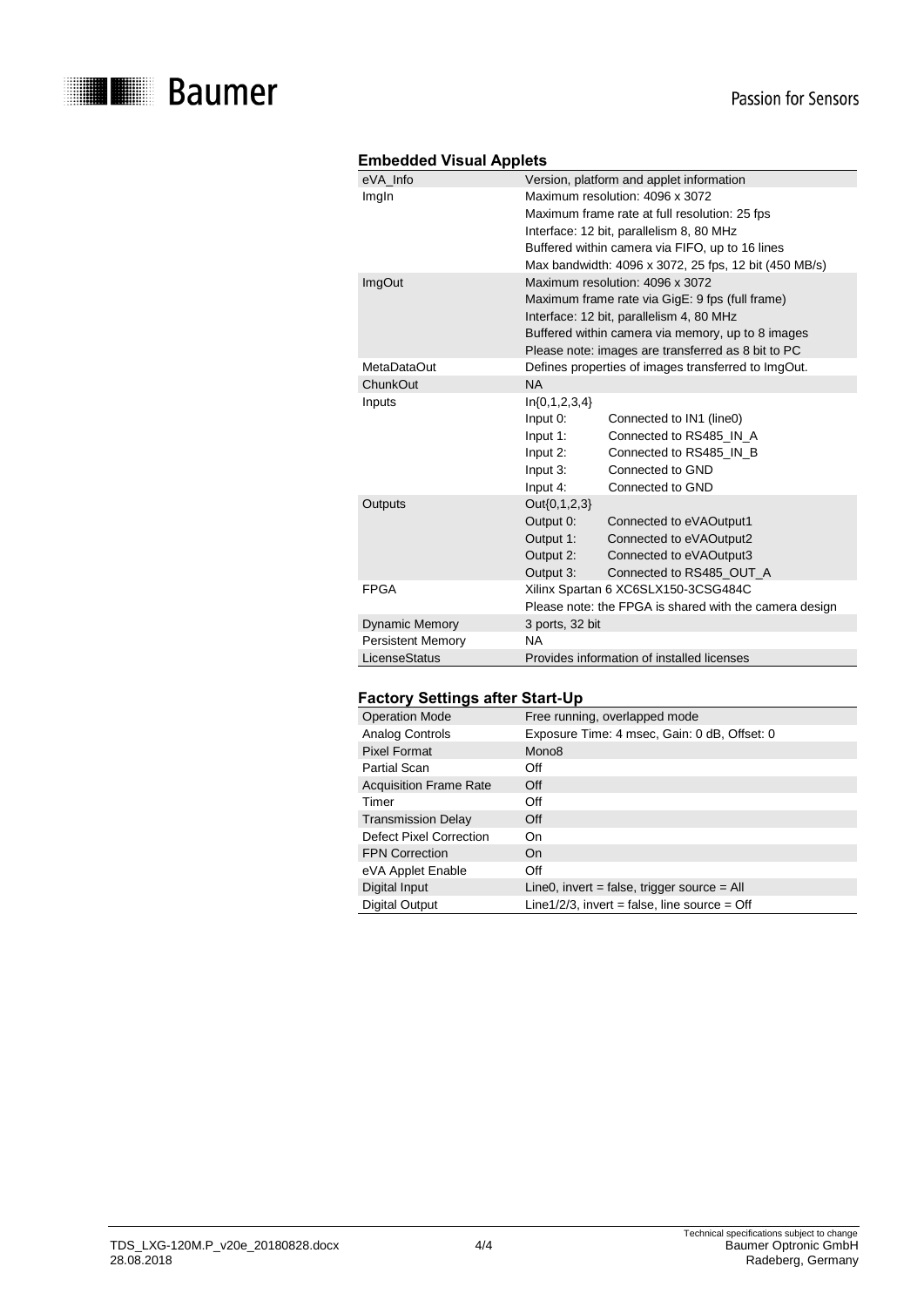### Embedded Visual Applets

| | |
|---|---|
| eVA_Info | Version, platform and applet information |
| ImgIn | Maximum resolution: 4096 x 3072<br>Maximum frame rate at full resolution: 25 fps<br>Interface: 12 bit, parallelism 8, 80 MHz<br>Buffered within camera via FIFO, up to 16 lines<br>Max bandwidth: 4096 x 3072, 25 fps, 12 bit (450 MB/s) |
| ImgOut | Maximum resolution: 4096 x 3072<br>Maximum frame rate via GigE: 9 fps (full frame)<br>Interface: 12 bit, parallelism 4, 80 MHz<br>Buffered within camera via memory, up to 8 images<br>Please note: images are transferred as 8 bit to PC |
| MetaDataOut | Defines properties of images transferred to ImgOut. |
| ChunkOut | NA |
| Inputs | In{0,1,2,3,4}<br>Input 0: Connected to IN1 (line0)<br>Input 1: Connected to RS485_IN_A<br>Input 2: Connected to RS485_IN_B<br>Input 3: Connected to GND<br>Input 4: Connected to GND |
| Outputs | Out{0,1,2,3}<br>Output 0: Connected to eVAOutput1<br>Output 1: Connected to eVAOutput2<br>Output 2: Connected to eVAOutput3<br>Output 3: Connected to RS485_OUT_A |
| FPGA | Xilinx Spartan 6 XC6SLX150-3CSG484C<br>Please note: the FPGA is shared with the camera design |
| Dynamic Memory | 3 ports, 32 bit |
| Persistent Memory | NA |
| LicenseStatus | Provides information of installed licenses |

### Factory Settings after Start-Up

| | |
|---|---|
| Operation Mode | Free running, overlapped mode |
| Analog Controls | Exposure Time: 4 msec, Gain: 0 dB, Offset: 0 |
| Pixel Format | Mono8 |
| Partial Scan | Off |
| Acquisition Frame Rate | Off |
| Timer | Off |
| Transmission Delay | Off |
| Defect Pixel Correction | On |
| FPN Correction | On |
| eVA Applet Enable | Off |
| Digital Input | Line0, invert = false, trigger source = All |
| Digital Output | Line1/2/3, invert = false, line source = Off |